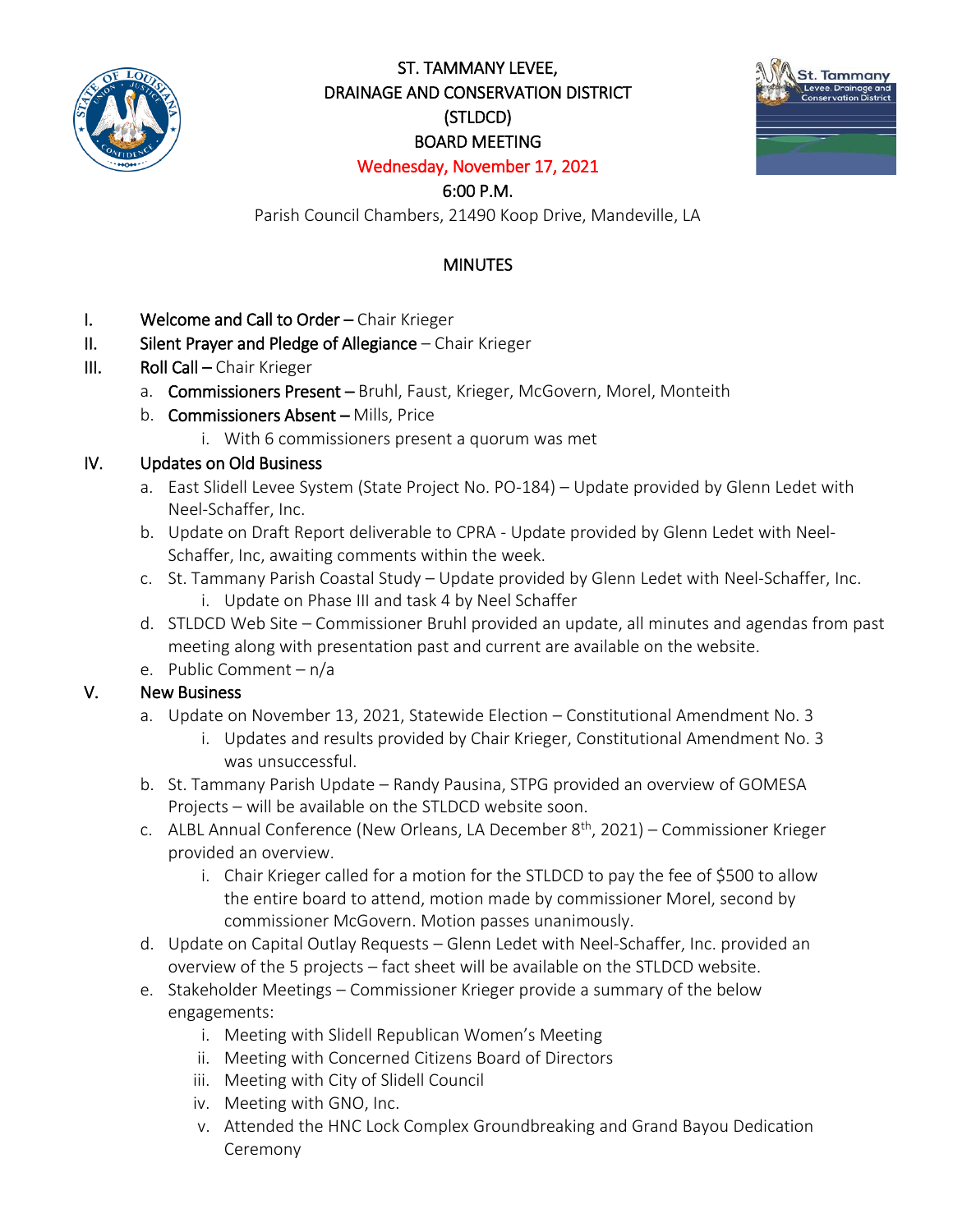# ST. TAMMANY LEVEE, DRAINAGE AND CONSERVATION DISTRICT (STLDCD) BOARD MEETING

**Wednesday, November 17, 2021**

**6:00 P.M.**

Parish Council Chambers, 21490 Koop Drive, Mandeville, LA

## MINUTES

I. **Welcome and Call to Order** – Chair Krieger

II. **Silent Prayer and Pledge of Allegiance** – Chair Krieger

III. **Roll Call** – Chair Krieger

   a. **Commissioners Present** – Bruhl, Faust, Krieger, McGovern, Morel, Monteith

   b. **Commissioners Absent** – Mills, Price

      i. With 6 commissioners present a quorum was met

IV. **Updates on Old Business**

   a. East Slidell Levee System (State Project No. PO-184) – Update provided by Glenn Ledet with Neel-Schaffer, Inc.

   b. Update on Draft Report deliverable to CPRA - Update provided by Glenn Ledet with Neel-Schaffer, Inc, awaiting comments within the week.

   c. St. Tammany Parish Coastal Study – Update provided by Glenn Ledet with Neel-Schaffer, Inc.

      i. Update on Phase III and task 4 by Neel Schaffer

   d. STLDCD Web Site – Commissioner Bruhl provided an update, all minutes and agendas from past meeting along with presentation past and current are available on the website.

   e. Public Comment – n/a

V. **New Business**

   a. Update on November 13, 2021, Statewide Election – Constitutional Amendment No. 3

      i. Updates and results provided by Chair Krieger, Constitutional Amendment No. 3 was unsuccessful.

   b. St. Tammany Parish Update – Randy Pausina, STPG provided an overview of GOMESA Projects – will be available on the STLDCD website soon.

   c. ALBL Annual Conference (New Orleans, LA December 8th, 2021) – Commissioner Krieger provided an overview.

      i. Chair Krieger called for a motion for the STLDCD to pay the fee of $500 to allow the entire board to attend, motion made by commissioner Morel, second by commissioner McGovern. Motion passes unanimously.

   d. Update on Capital Outlay Requests – Glenn Ledet with Neel-Schaffer, Inc. provided an overview of the 5 projects – fact sheet will be available on the STLDCD website.

   e. Stakeholder Meetings – Commissioner Krieger provide a summary of the below engagements:

      i. Meeting with Slidell Republican Women's Meeting

      ii. Meeting with Concerned Citizens Board of Directors

      iii. Meeting with City of Slidell Council

      iv. Meeting with GNO, Inc.

      v. Attended the HNC Lock Complex Groundbreaking and Grand Bayou Dedication Ceremony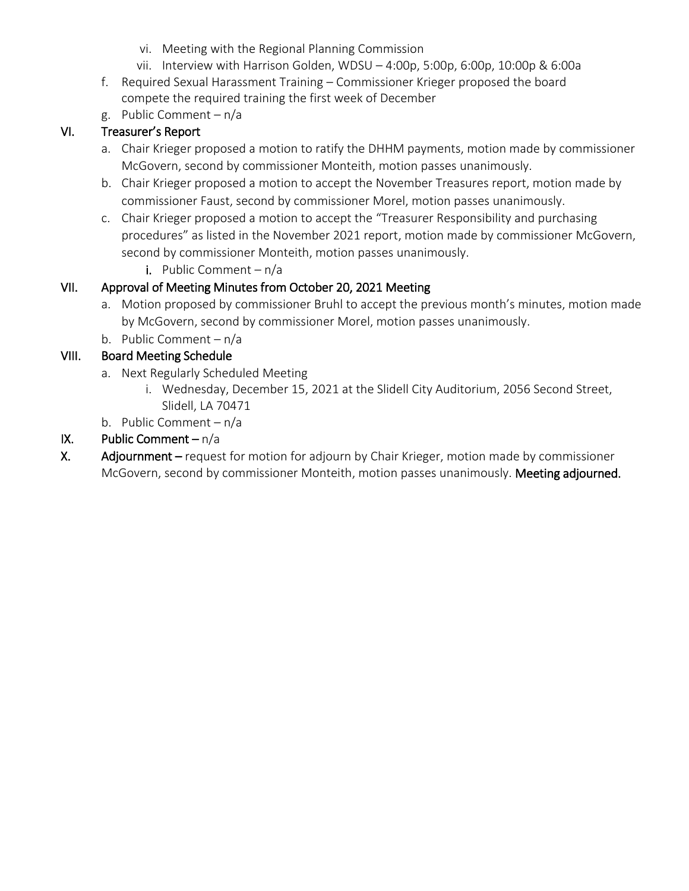vi. Meeting with the Regional Planning Commission
vii. Interview with Harrison Golden, WDSU – 4:00p, 5:00p, 6:00p, 10:00p & 6:00a

f. Required Sexual Harassment Training – Commissioner Krieger proposed the board compete the required training the first week of December
g. Public Comment – n/a

## VI. Treasurer's Report

a. Chair Krieger proposed a motion to ratify the DHHM payments, motion made by commissioner McGovern, second by commissioner Monteith, motion passes unanimously.
b. Chair Krieger proposed a motion to accept the November Treasures report, motion made by commissioner Faust, second by commissioner Morel, motion passes unanimously.
c. Chair Krieger proposed a motion to accept the "Treasurer Responsibility and purchasing procedures" as listed in the November 2021 report, motion made by commissioner McGovern, second by commissioner Monteith, motion passes unanimously.
   i. Public Comment – n/a

## VII. Approval of Meeting Minutes from October 20, 2021 Meeting

a. Motion proposed by commissioner Bruhl to accept the previous month's minutes, motion made by McGovern, second by commissioner Morel, motion passes unanimously.
b. Public Comment – n/a

## VIII. Board Meeting Schedule

a. Next Regularly Scheduled Meeting
   i. Wednesday, December 15, 2021 at the Slidell City Auditorium, 2056 Second Street, Slidell, LA 70471
b. Public Comment – n/a

## IX. Public Comment – n/a

## X. Adjournment – request for motion for adjourn by Chair Krieger, motion made by commissioner McGovern, second by commissioner Monteith, motion passes unanimously. **Meeting adjourned.**